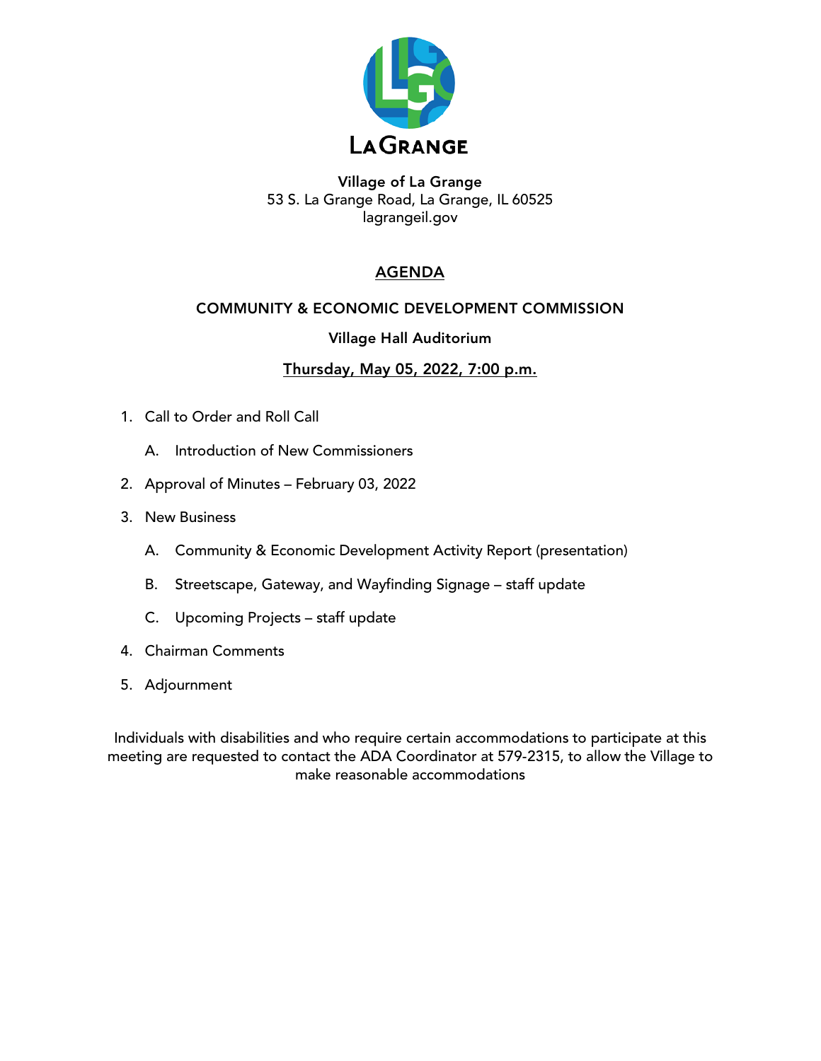LAGRANGE

**Village of La Grange**
53 S. La Grange Road, La Grange, IL 60525
lagrangeil.gov

# AGENDA

## COMMUNITY & ECONOMIC DEVELOPMENT COMMISSION

**Village Hall Auditorium**

**Thursday, May 05, 2022, 7:00 p.m.**

1. Call to Order and Roll Call
   - A. Introduction of New Commissioners
2. Approval of Minutes – February 03, 2022
3. New Business
   - A. Community & Economic Development Activity Report (presentation)
   - B. Streetscape, Gateway, and Wayfinding Signage – staff update
   - C. Upcoming Projects – staff update
4. Chairman Comments
5. Adjournment

Individuals with disabilities and who require certain accommodations to participate at this meeting are requested to contact the ADA Coordinator at 579-2315, to allow the Village to make reasonable accommodations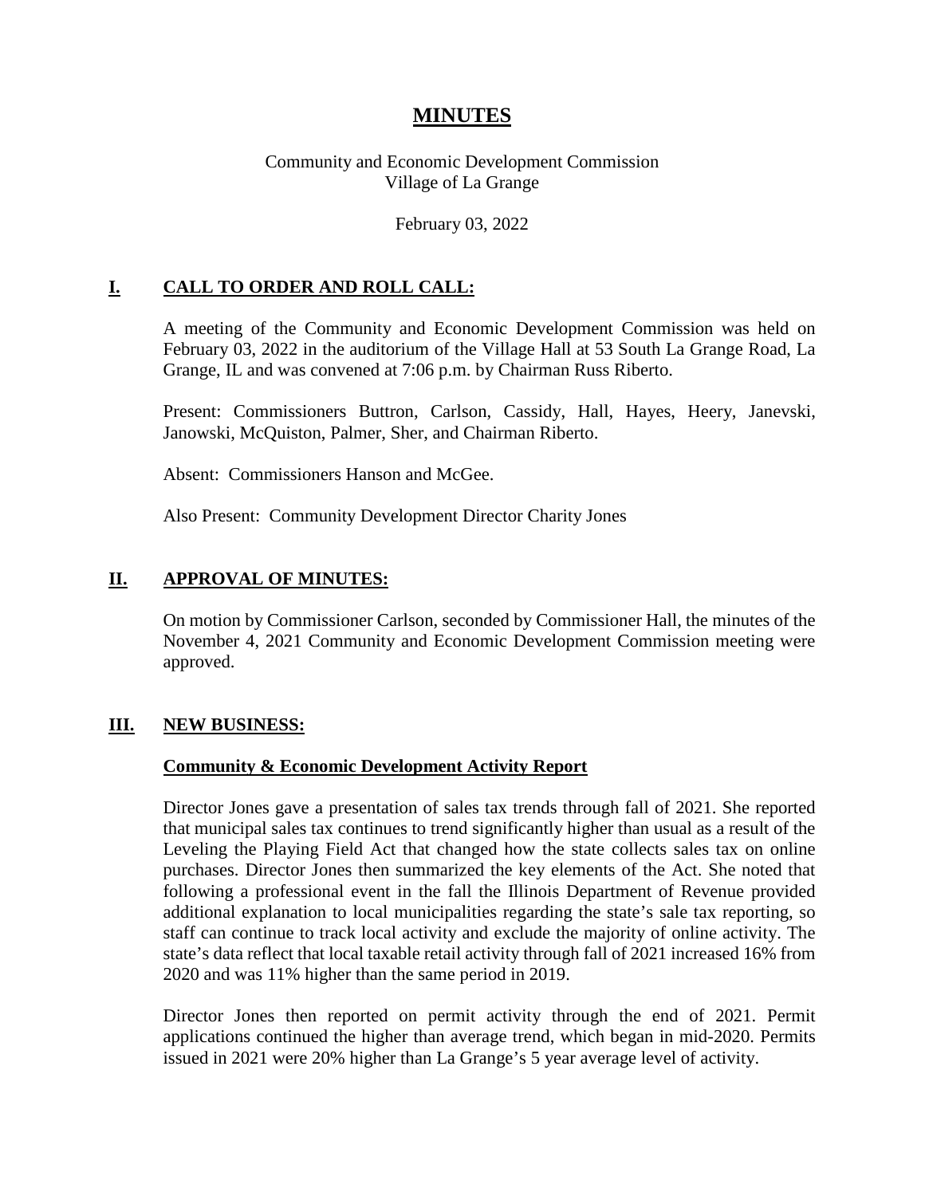# MINUTES

Community and Economic Development Commission
Village of La Grange

February 03, 2022

## I. CALL TO ORDER AND ROLL CALL:

A meeting of the Community and Economic Development Commission was held on February 03, 2022 in the auditorium of the Village Hall at 53 South La Grange Road, La Grange, IL and was convened at 7:06 p.m. by Chairman Russ Riberto.

Present: Commissioners Buttron, Carlson, Cassidy, Hall, Hayes, Heery, Janevski, Janowski, McQuiston, Palmer, Sher, and Chairman Riberto.

Absent: Commissioners Hanson and McGee.

Also Present: Community Development Director Charity Jones

## II. APPROVAL OF MINUTES:

On motion by Commissioner Carlson, seconded by Commissioner Hall, the minutes of the November 4, 2021 Community and Economic Development Commission meeting were approved.

## III. NEW BUSINESS:

### Community & Economic Development Activity Report

Director Jones gave a presentation of sales tax trends through fall of 2021. She reported that municipal sales tax continues to trend significantly higher than usual as a result of the Leveling the Playing Field Act that changed how the state collects sales tax on online purchases. Director Jones then summarized the key elements of the Act. She noted that following a professional event in the fall the Illinois Department of Revenue provided additional explanation to local municipalities regarding the state's sale tax reporting, so staff can continue to track local activity and exclude the majority of online activity. The state's data reflect that local taxable retail activity through fall of 2021 increased 16% from 2020 and was 11% higher than the same period in 2019.

Director Jones then reported on permit activity through the end of 2021. Permit applications continued the higher than average trend, which began in mid-2020. Permits issued in 2021 were 20% higher than La Grange's 5 year average level of activity.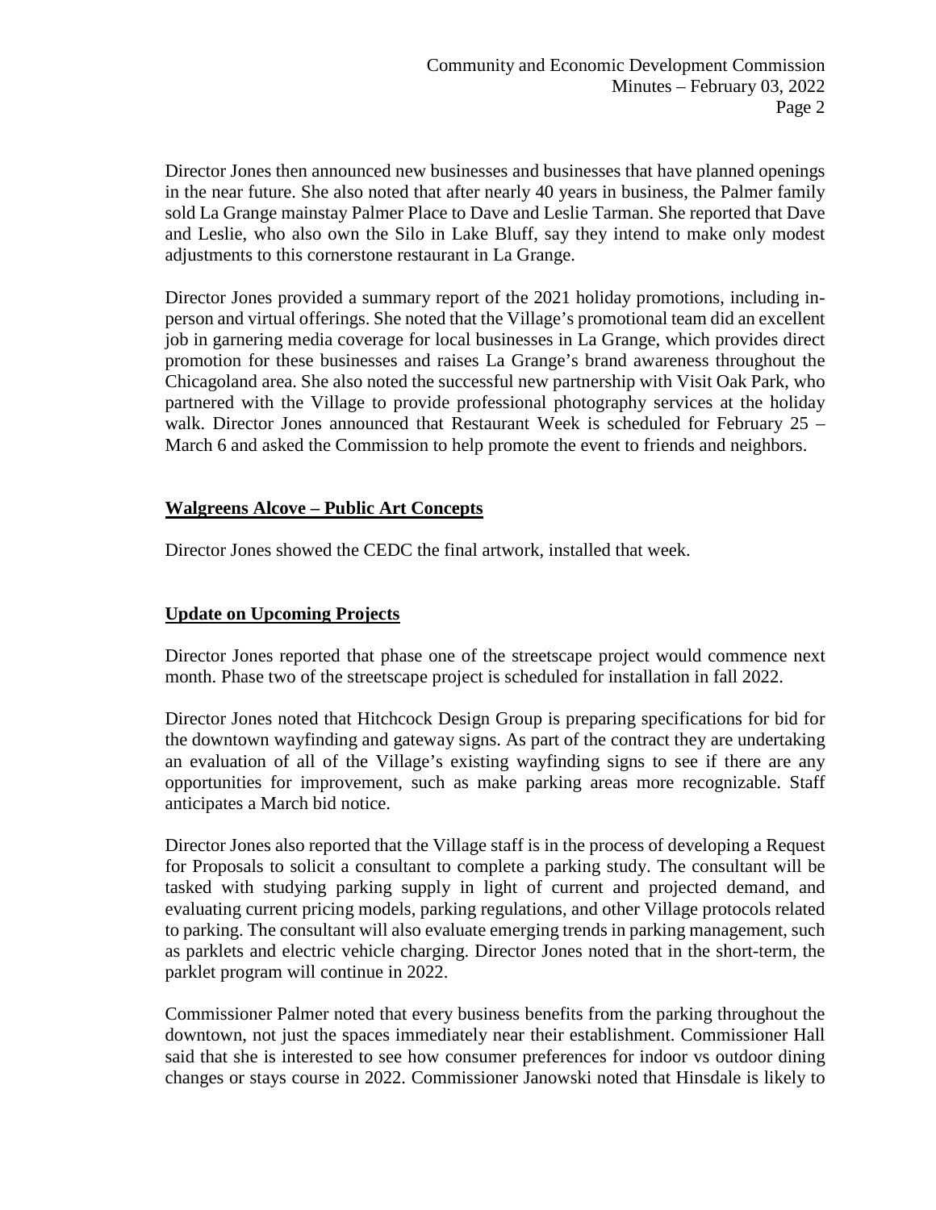Director Jones then announced new businesses and businesses that have planned openings in the near future. She also noted that after nearly 40 years in business, the Palmer family sold La Grange mainstay Palmer Place to Dave and Leslie Tarman. She reported that Dave and Leslie, who also own the Silo in Lake Bluff, say they intend to make only modest adjustments to this cornerstone restaurant in La Grange.

Director Jones provided a summary report of the 2021 holiday promotions, including in-person and virtual offerings. She noted that the Village's promotional team did an excellent job in garnering media coverage for local businesses in La Grange, which provides direct promotion for these businesses and raises La Grange's brand awareness throughout the Chicagoland area. She also noted the successful new partnership with Visit Oak Park, who partnered with the Village to provide professional photography services at the holiday walk. Director Jones announced that Restaurant Week is scheduled for February 25 – March 6 and asked the Commission to help promote the event to friends and neighbors.

**Walgreens Alcove – Public Art Concepts**

Director Jones showed the CEDC the final artwork, installed that week.

**Update on Upcoming Projects**

Director Jones reported that phase one of the streetscape project would commence next month. Phase two of the streetscape project is scheduled for installation in fall 2022.

Director Jones noted that Hitchcock Design Group is preparing specifications for bid for the downtown wayfinding and gateway signs. As part of the contract they are undertaking an evaluation of all of the Village's existing wayfinding signs to see if there are any opportunities for improvement, such as make parking areas more recognizable. Staff anticipates a March bid notice.

Director Jones also reported that the Village staff is in the process of developing a Request for Proposals to solicit a consultant to complete a parking study. The consultant will be tasked with studying parking supply in light of current and projected demand, and evaluating current pricing models, parking regulations, and other Village protocols related to parking. The consultant will also evaluate emerging trends in parking management, such as parklets and electric vehicle charging. Director Jones noted that in the short-term, the parklet program will continue in 2022.

Commissioner Palmer noted that every business benefits from the parking throughout the downtown, not just the spaces immediately near their establishment. Commissioner Hall said that she is interested to see how consumer preferences for indoor vs outdoor dining changes or stays course in 2022. Commissioner Janowski noted that Hinsdale is likely to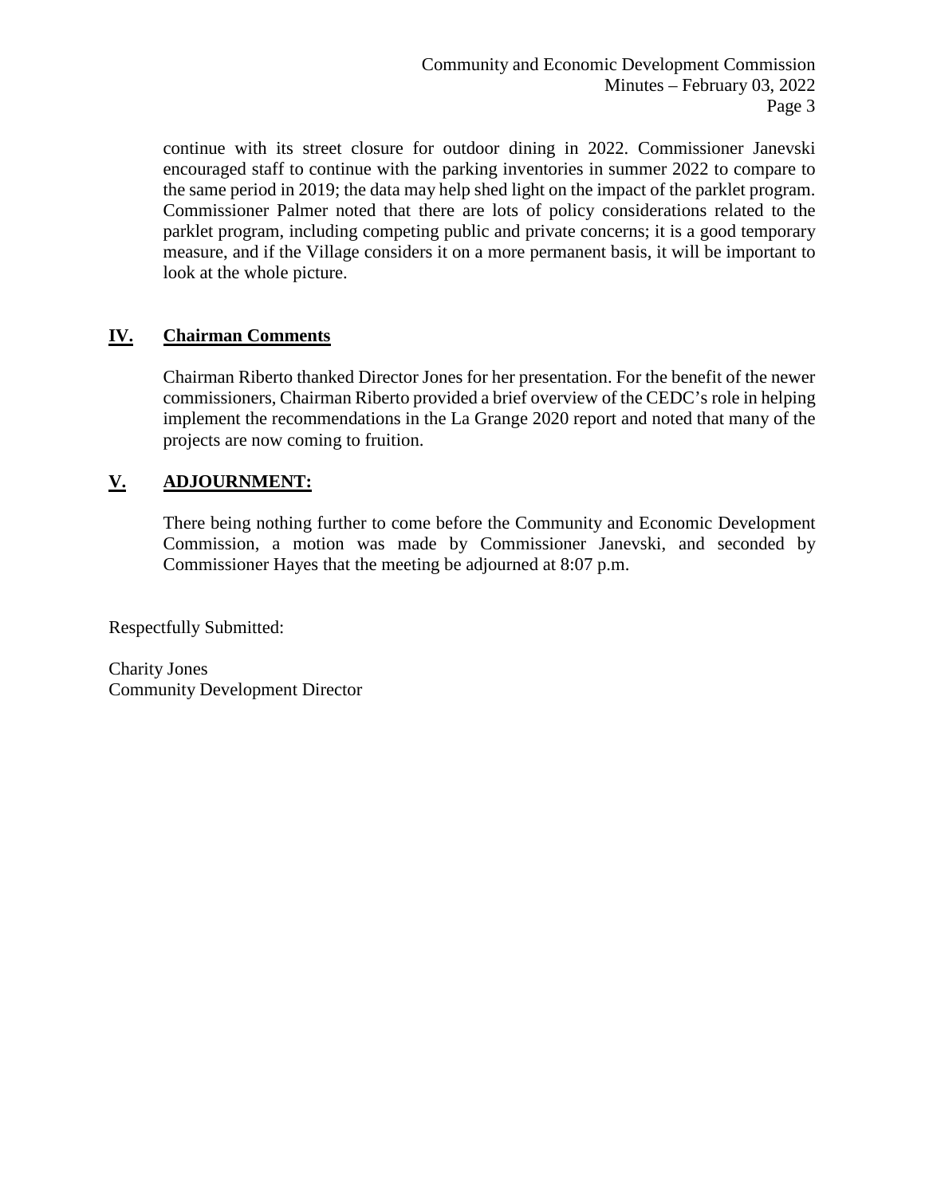continue with its street closure for outdoor dining in 2022. Commissioner Janevski encouraged staff to continue with the parking inventories in summer 2022 to compare to the same period in 2019; the data may help shed light on the impact of the parklet program. Commissioner Palmer noted that there are lots of policy considerations related to the parklet program, including competing public and private concerns; it is a good temporary measure, and if the Village considers it on a more permanent basis, it will be important to look at the whole picture.

## IV. Chairman Comments

Chairman Riberto thanked Director Jones for her presentation. For the benefit of the newer commissioners, Chairman Riberto provided a brief overview of the CEDC's role in helping implement the recommendations in the La Grange 2020 report and noted that many of the projects are now coming to fruition.

## V. ADJOURNMENT:

There being nothing further to come before the Community and Economic Development Commission, a motion was made by Commissioner Janevski, and seconded by Commissioner Hayes that the meeting be adjourned at 8:07 p.m.

Respectfully Submitted:

Charity Jones
Community Development Director